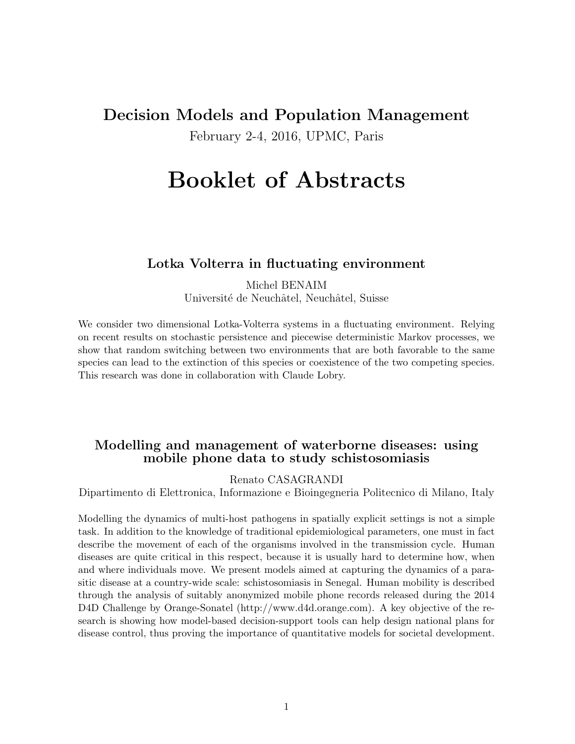# Decision Models and Population Management

February 2-4, 2016, UPMC, Paris

# Booklet of Abstracts

## Lotka Volterra in fluctuating environment

Michel BENAIM
Université de Neuchâtel, Neuchâtel, Suisse

We consider two dimensional Lotka-Volterra systems in a fluctuating environment. Relying on recent results on stochastic persistence and piecewise deterministic Markov processes, we show that random switching between two environments that are both favorable to the same species can lead to the extinction of this species or coexistence of the two competing species. This research was done in collaboration with Claude Lobry.

## Modelling and management of waterborne diseases: using mobile phone data to study schistosomiasis

Renato CASAGRANDI
Dipartimento di Elettronica, Informazione e Bioingegneria Politecnico di Milano, Italy

Modelling the dynamics of multi-host pathogens in spatially explicit settings is not a simple task. In addition to the knowledge of traditional epidemiological parameters, one must in fact describe the movement of each of the organisms involved in the transmission cycle. Human diseases are quite critical in this respect, because it is usually hard to determine how, when and where individuals move. We present models aimed at capturing the dynamics of a parasitic disease at a country-wide scale: schistosomiasis in Senegal. Human mobility is described through the analysis of suitably anonymized mobile phone records released during the 2014 D4D Challenge by Orange-Sonatel (http://www.d4d.orange.com). A key objective of the research is showing how model-based decision-support tools can help design national plans for disease control, thus proving the importance of quantitative models for societal development.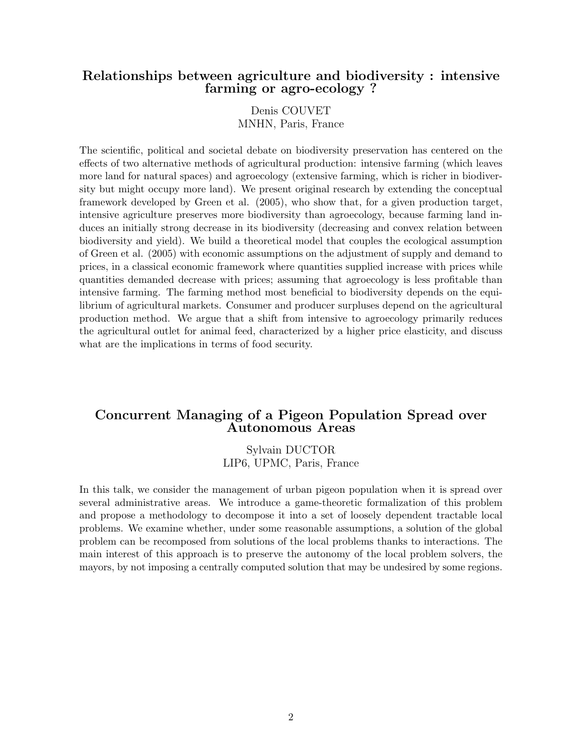## Relationships between agriculture and biodiversity : intensive farming or agro-ecology ?

Denis COUVET
MNHN, Paris, France

The scientific, political and societal debate on biodiversity preservation has centered on the effects of two alternative methods of agricultural production: intensive farming (which leaves more land for natural spaces) and agroecology (extensive farming, which is richer in biodiversity but might occupy more land). We present original research by extending the conceptual framework developed by Green et al. (2005), who show that, for a given production target, intensive agriculture preserves more biodiversity than agroecology, because farming land induces an initially strong decrease in its biodiversity (decreasing and convex relation between biodiversity and yield). We build a theoretical model that couples the ecological assumption of Green et al. (2005) with economic assumptions on the adjustment of supply and demand to prices, in a classical economic framework where quantities supplied increase with prices while quantities demanded decrease with prices; assuming that agroecology is less profitable than intensive farming. The farming method most beneficial to biodiversity depends on the equilibrium of agricultural markets. Consumer and producer surpluses depend on the agricultural production method. We argue that a shift from intensive to agroecology primarily reduces the agricultural outlet for animal feed, characterized by a higher price elasticity, and discuss what are the implications in terms of food security.

## Concurrent Managing of a Pigeon Population Spread over Autonomous Areas

Sylvain DUCTOR
LIP6, UPMC, Paris, France

In this talk, we consider the management of urban pigeon population when it is spread over several administrative areas. We introduce a game-theoretic formalization of this problem and propose a methodology to decompose it into a set of loosely dependent tractable local problems. We examine whether, under some reasonable assumptions, a solution of the global problem can be recomposed from solutions of the local problems thanks to interactions. The main interest of this approach is to preserve the autonomy of the local problem solvers, the mayors, by not imposing a centrally computed solution that may be undesired by some regions.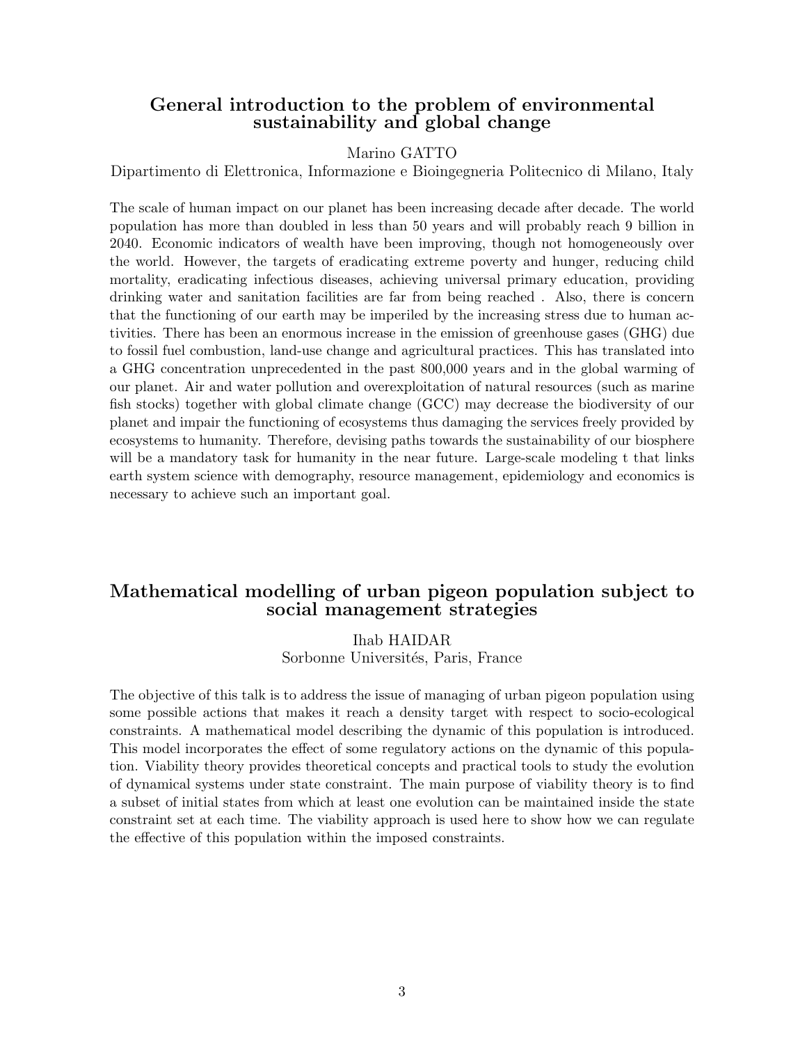## General introduction to the problem of environmental sustainability and global change

Marino GATTO

Dipartimento di Elettronica, Informazione e Bioingegneria Politecnico di Milano, Italy

The scale of human impact on our planet has been increasing decade after decade. The world population has more than doubled in less than 50 years and will probably reach 9 billion in 2040. Economic indicators of wealth have been improving, though not homogeneously over the world. However, the targets of eradicating extreme poverty and hunger, reducing child mortality, eradicating infectious diseases, achieving universal primary education, providing drinking water and sanitation facilities are far from being reached . Also, there is concern that the functioning of our earth may be imperiled by the increasing stress due to human activities. There has been an enormous increase in the emission of greenhouse gases (GHG) due to fossil fuel combustion, land-use change and agricultural practices. This has translated into a GHG concentration unprecedented in the past 800,000 years and in the global warming of our planet. Air and water pollution and overexploitation of natural resources (such as marine fish stocks) together with global climate change (GCC) may decrease the biodiversity of our planet and impair the functioning of ecosystems thus damaging the services freely provided by ecosystems to humanity. Therefore, devising paths towards the sustainability of our biosphere will be a mandatory task for humanity in the near future. Large-scale modeling t that links earth system science with demography, resource management, epidemiology and economics is necessary to achieve such an important goal.

## Mathematical modelling of urban pigeon population subject to social management strategies

Ihab HAIDAR

Sorbonne Universités, Paris, France

The objective of this talk is to address the issue of managing of urban pigeon population using some possible actions that makes it reach a density target with respect to socio-ecological constraints. A mathematical model describing the dynamic of this population is introduced. This model incorporates the effect of some regulatory actions on the dynamic of this population. Viability theory provides theoretical concepts and practical tools to study the evolution of dynamical systems under state constraint. The main purpose of viability theory is to find a subset of initial states from which at least one evolution can be maintained inside the state constraint set at each time. The viability approach is used here to show how we can regulate the effective of this population within the imposed constraints.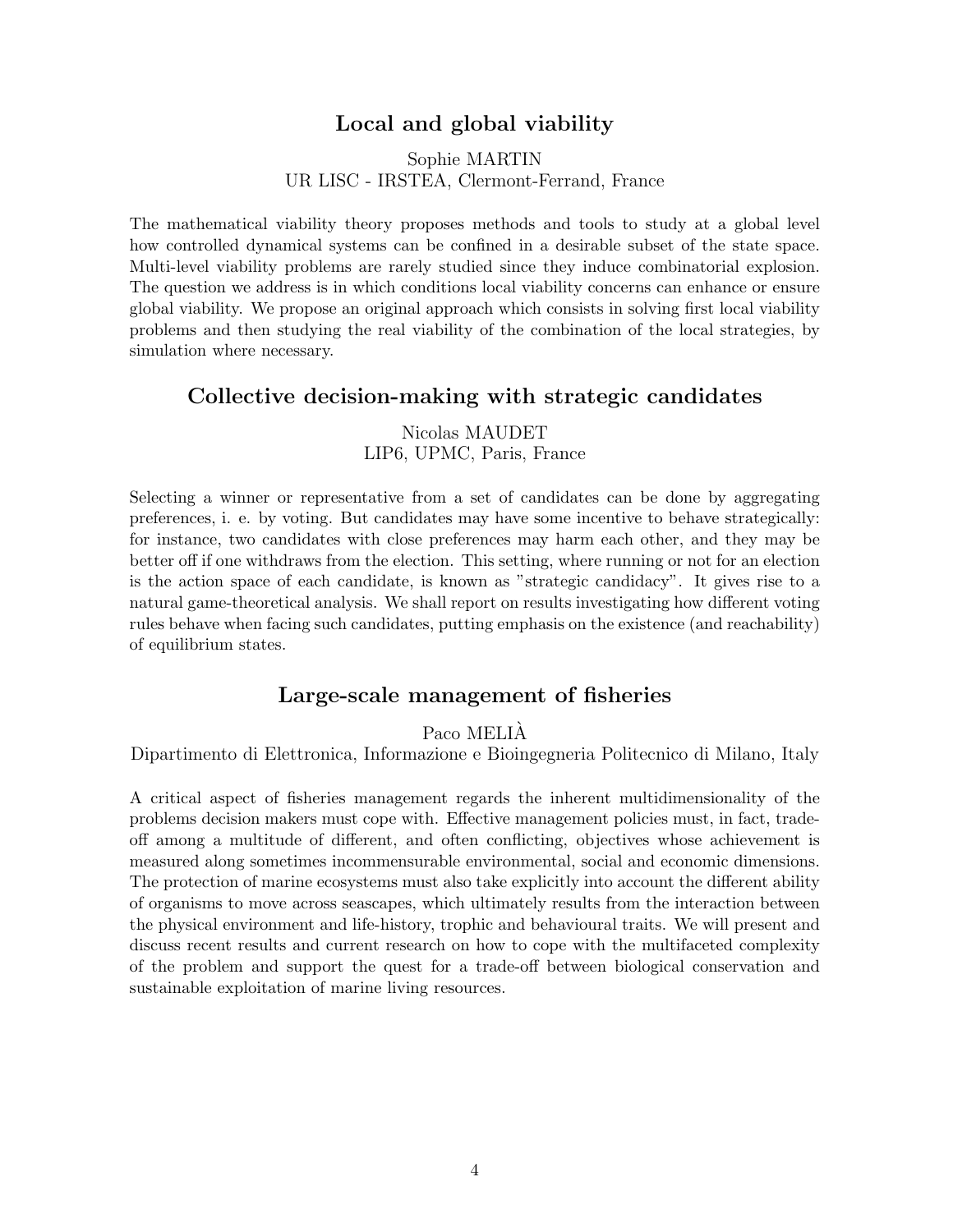## Local and global viability

Sophie MARTIN
UR LISC - IRSTEA, Clermont-Ferrand, France

The mathematical viability theory proposes methods and tools to study at a global level how controlled dynamical systems can be confined in a desirable subset of the state space. Multi-level viability problems are rarely studied since they induce combinatorial explosion. The question we address is in which conditions local viability concerns can enhance or ensure global viability. We propose an original approach which consists in solving first local viability problems and then studying the real viability of the combination of the local strategies, by simulation where necessary.

## Collective decision-making with strategic candidates

Nicolas MAUDET
LIP6, UPMC, Paris, France

Selecting a winner or representative from a set of candidates can be done by aggregating preferences, i. e. by voting. But candidates may have some incentive to behave strategically: for instance, two candidates with close preferences may harm each other, and they may be better off if one withdraws from the election. This setting, where running or not for an election is the action space of each candidate, is known as "strategic candidacy". It gives rise to a natural game-theoretical analysis. We shall report on results investigating how different voting rules behave when facing such candidates, putting emphasis on the existence (and reachability) of equilibrium states.

## Large-scale management of fisheries

Paco MELIÀ
Dipartimento di Elettronica, Informazione e Bioingegneria Politecnico di Milano, Italy

A critical aspect of fisheries management regards the inherent multidimensionality of the problems decision makers must cope with. Effective management policies must, in fact, trade-off among a multitude of different, and often conflicting, objectives whose achievement is measured along sometimes incommensurable environmental, social and economic dimensions. The protection of marine ecosystems must also take explicitly into account the different ability of organisms to move across seascapes, which ultimately results from the interaction between the physical environment and life-history, trophic and behavioural traits. We will present and discuss recent results and current research on how to cope with the multifaceted complexity of the problem and support the quest for a trade-off between biological conservation and sustainable exploitation of marine living resources.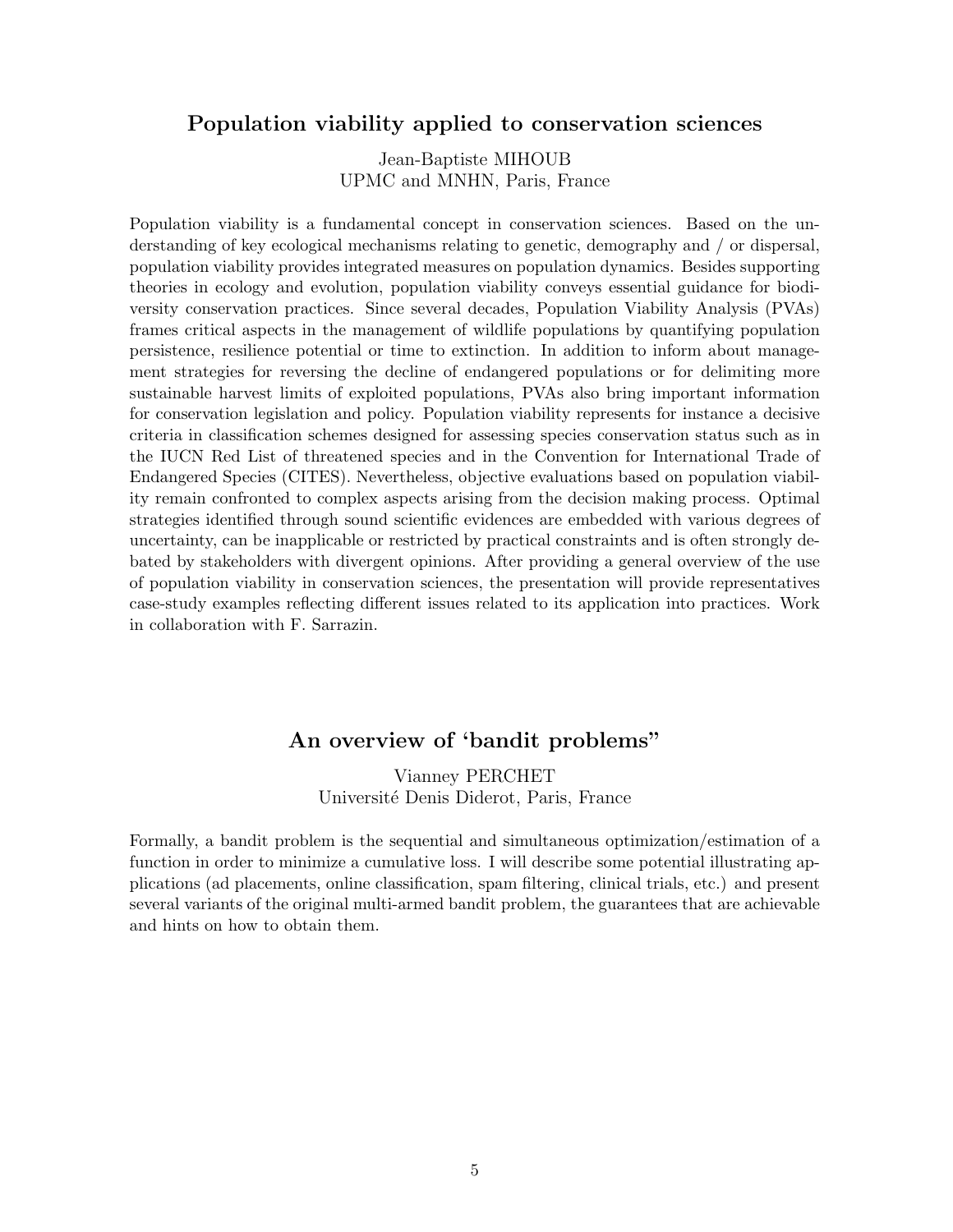## Population viability applied to conservation sciences

Jean-Baptiste MIHOUB
UPMC and MNHN, Paris, France

Population viability is a fundamental concept in conservation sciences. Based on the understanding of key ecological mechanisms relating to genetic, demography and / or dispersal, population viability provides integrated measures on population dynamics. Besides supporting theories in ecology and evolution, population viability conveys essential guidance for biodiversity conservation practices. Since several decades, Population Viability Analysis (PVAs) frames critical aspects in the management of wildlife populations by quantifying population persistence, resilience potential or time to extinction. In addition to inform about management strategies for reversing the decline of endangered populations or for delimiting more sustainable harvest limits of exploited populations, PVAs also bring important information for conservation legislation and policy. Population viability represents for instance a decisive criteria in classification schemes designed for assessing species conservation status such as in the IUCN Red List of threatened species and in the Convention for International Trade of Endangered Species (CITES). Nevertheless, objective evaluations based on population viability remain confronted to complex aspects arising from the decision making process. Optimal strategies identified through sound scientific evidences are embedded with various degrees of uncertainty, can be inapplicable or restricted by practical constraints and is often strongly debated by stakeholders with divergent opinions. After providing a general overview of the use of population viability in conservation sciences, the presentation will provide representatives case-study examples reflecting different issues related to its application into practices. Work in collaboration with F. Sarrazin.

## An overview of 'bandit problems"

Vianney PERCHET
Université Denis Diderot, Paris, France

Formally, a bandit problem is the sequential and simultaneous optimization/estimation of a function in order to minimize a cumulative loss. I will describe some potential illustrating applications (ad placements, online classification, spam filtering, clinical trials, etc.) and present several variants of the original multi-armed bandit problem, the guarantees that are achievable and hints on how to obtain them.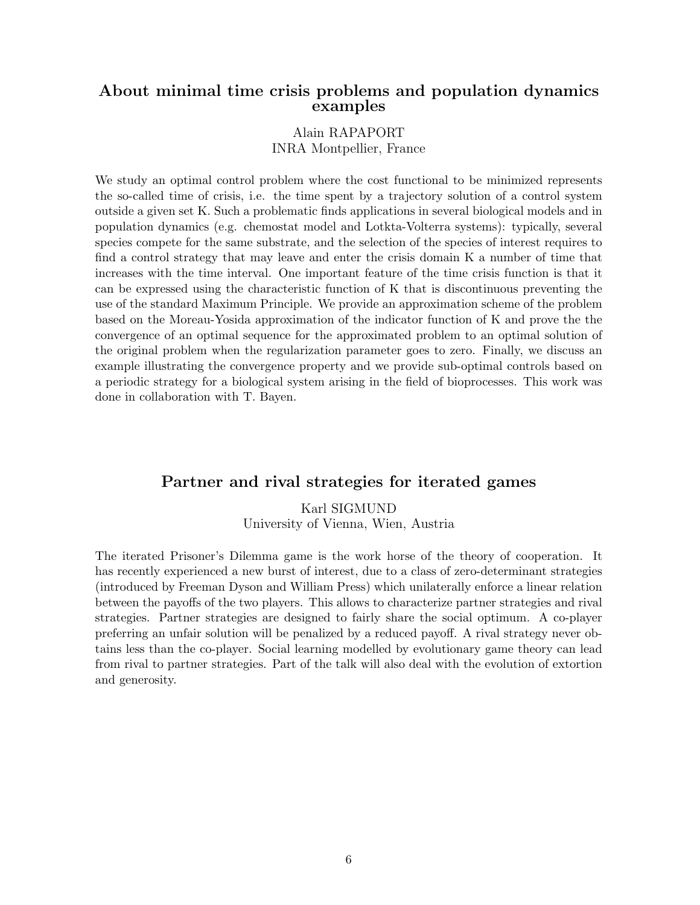## About minimal time crisis problems and population dynamics examples

Alain RAPAPORT
INRA Montpellier, France

We study an optimal control problem where the cost functional to be minimized represents the so-called time of crisis, i.e. the time spent by a trajectory solution of a control system outside a given set K. Such a problematic finds applications in several biological models and in population dynamics (e.g. chemostat model and Lotkta-Volterra systems): typically, several species compete for the same substrate, and the selection of the species of interest requires to find a control strategy that may leave and enter the crisis domain K a number of time that increases with the time interval. One important feature of the time crisis function is that it can be expressed using the characteristic function of K that is discontinuous preventing the use of the standard Maximum Principle. We provide an approximation scheme of the problem based on the Moreau-Yosida approximation of the indicator function of K and prove the the convergence of an optimal sequence for the approximated problem to an optimal solution of the original problem when the regularization parameter goes to zero. Finally, we discuss an example illustrating the convergence property and we provide sub-optimal controls based on a periodic strategy for a biological system arising in the field of bioprocesses. This work was done in collaboration with T. Bayen.

## Partner and rival strategies for iterated games

Karl SIGMUND
University of Vienna, Wien, Austria

The iterated Prisoner's Dilemma game is the work horse of the theory of cooperation. It has recently experienced a new burst of interest, due to a class of zero-determinant strategies (introduced by Freeman Dyson and William Press) which unilaterally enforce a linear relation between the payoffs of the two players. This allows to characterize partner strategies and rival strategies. Partner strategies are designed to fairly share the social optimum. A co-player preferring an unfair solution will be penalized by a reduced payoff. A rival strategy never obtains less than the co-player. Social learning modelled by evolutionary game theory can lead from rival to partner strategies. Part of the talk will also deal with the evolution of extortion and generosity.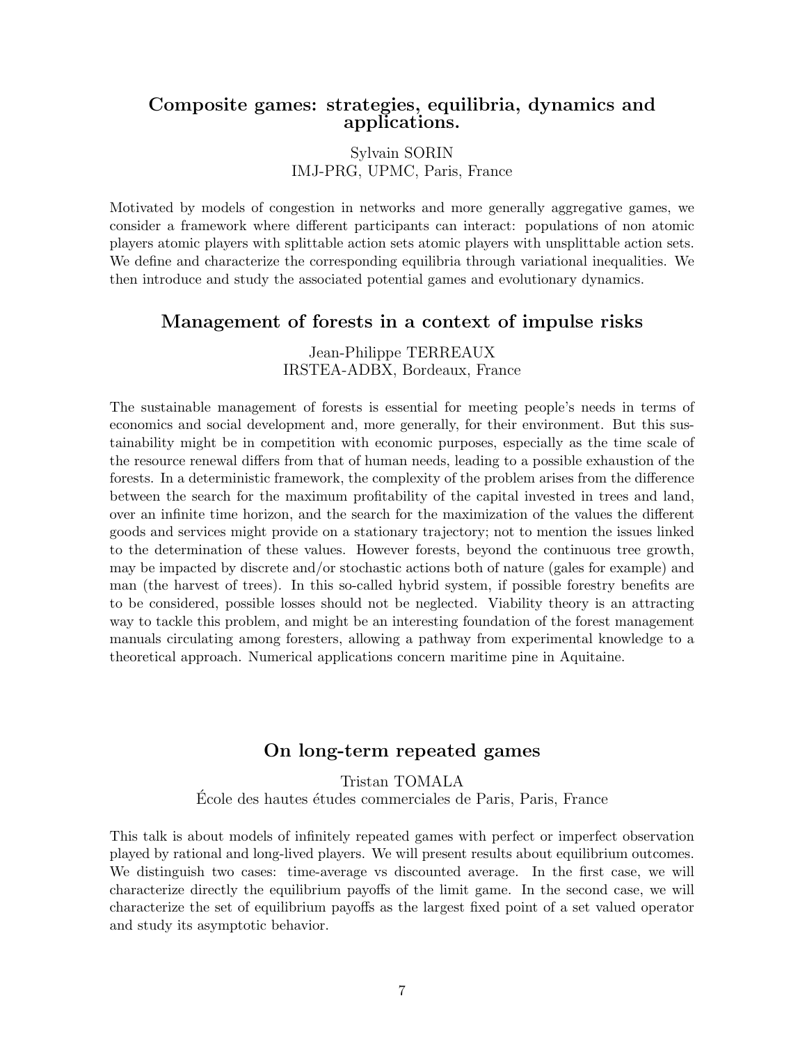## Composite games: strategies, equilibria, dynamics and applications.

Sylvain SORIN
IMJ-PRG, UPMC, Paris, France

Motivated by models of congestion in networks and more generally aggregative games, we consider a framework where different participants can interact: populations of non atomic players atomic players with splittable action sets atomic players with unsplittable action sets. We define and characterize the corresponding equilibria through variational inequalities. We then introduce and study the associated potential games and evolutionary dynamics.

## Management of forests in a context of impulse risks

Jean-Philippe TERREAUX
IRSTEA-ADBX, Bordeaux, France

The sustainable management of forests is essential for meeting people's needs in terms of economics and social development and, more generally, for their environment. But this sustainability might be in competition with economic purposes, especially as the time scale of the resource renewal differs from that of human needs, leading to a possible exhaustion of the forests. In a deterministic framework, the complexity of the problem arises from the difference between the search for the maximum profitability of the capital invested in trees and land, over an infinite time horizon, and the search for the maximization of the values the different goods and services might provide on a stationary trajectory; not to mention the issues linked to the determination of these values. However forests, beyond the continuous tree growth, may be impacted by discrete and/or stochastic actions both of nature (gales for example) and man (the harvest of trees). In this so-called hybrid system, if possible forestry benefits are to be considered, possible losses should not be neglected. Viability theory is an attracting way to tackle this problem, and might be an interesting foundation of the forest management manuals circulating among foresters, allowing a pathway from experimental knowledge to a theoretical approach. Numerical applications concern maritime pine in Aquitaine.

## On long-term repeated games

Tristan TOMALA
École des hautes études commerciales de Paris, Paris, France

This talk is about models of infinitely repeated games with perfect or imperfect observation played by rational and long-lived players. We will present results about equilibrium outcomes. We distinguish two cases: time-average vs discounted average. In the first case, we will characterize directly the equilibrium payoffs of the limit game. In the second case, we will characterize the set of equilibrium payoffs as the largest fixed point of a set valued operator and study its asymptotic behavior.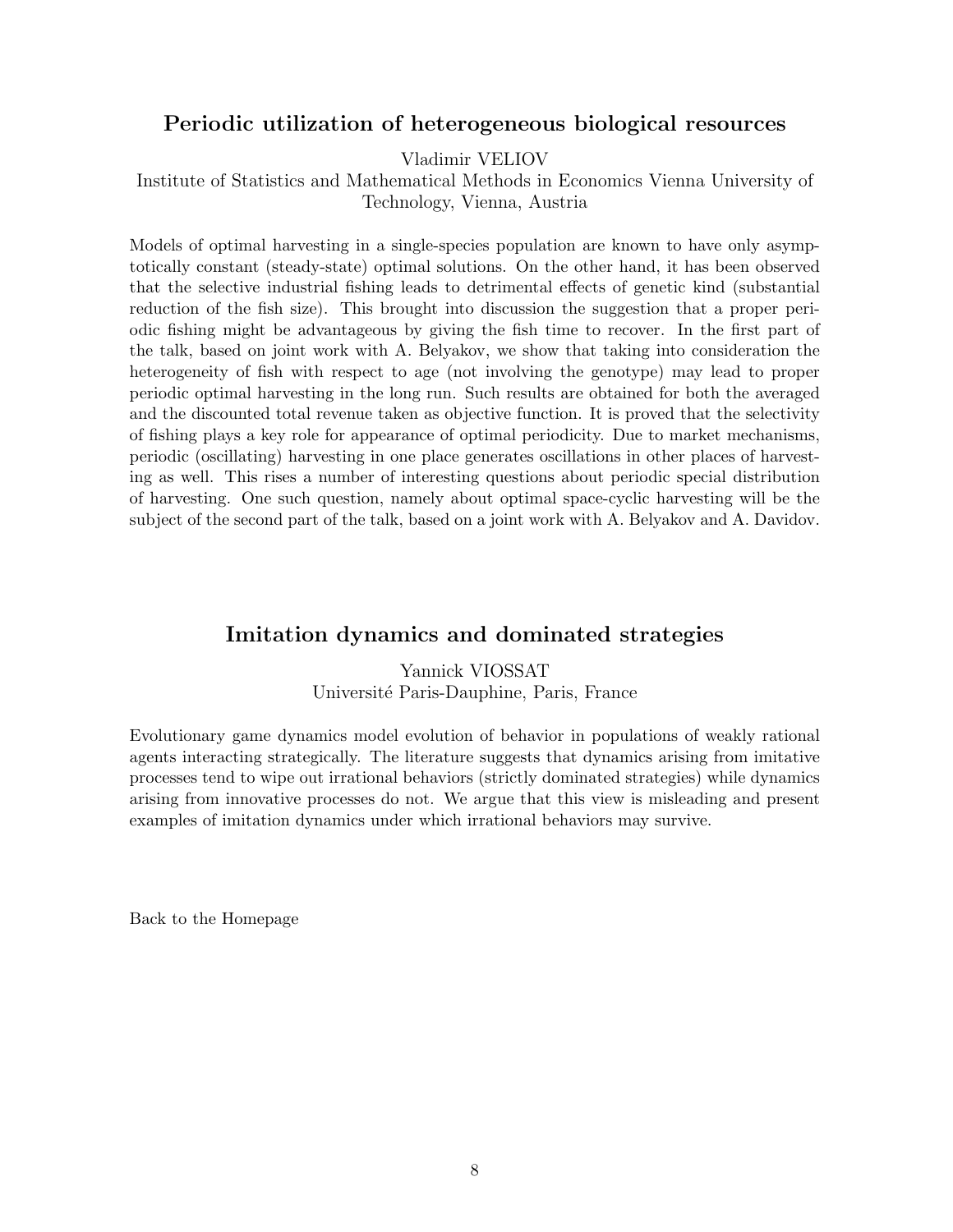## Periodic utilization of heterogeneous biological resources

Vladimir VELIOV
Institute of Statistics and Mathematical Methods in Economics Vienna University of Technology, Vienna, Austria

Models of optimal harvesting in a single-species population are known to have only asymptotically constant (steady-state) optimal solutions. On the other hand, it has been observed that the selective industrial fishing leads to detrimental effects of genetic kind (substantial reduction of the fish size). This brought into discussion the suggestion that a proper periodic fishing might be advantageous by giving the fish time to recover. In the first part of the talk, based on joint work with A. Belyakov, we show that taking into consideration the heterogeneity of fish with respect to age (not involving the genotype) may lead to proper periodic optimal harvesting in the long run. Such results are obtained for both the averaged and the discounted total revenue taken as objective function. It is proved that the selectivity of fishing plays a key role for appearance of optimal periodicity. Due to market mechanisms, periodic (oscillating) harvesting in one place generates oscillations in other places of harvesting as well. This rises a number of interesting questions about periodic special distribution of harvesting. One such question, namely about optimal space-cyclic harvesting will be the subject of the second part of the talk, based on a joint work with A. Belyakov and A. Davidov.

## Imitation dynamics and dominated strategies

Yannick VIOSSAT
Université Paris-Dauphine, Paris, France

Evolutionary game dynamics model evolution of behavior in populations of weakly rational agents interacting strategically. The literature suggests that dynamics arising from imitative processes tend to wipe out irrational behaviors (strictly dominated strategies) while dynamics arising from innovative processes do not. We argue that this view is misleading and present examples of imitation dynamics under which irrational behaviors may survive.

Back to the Homepage